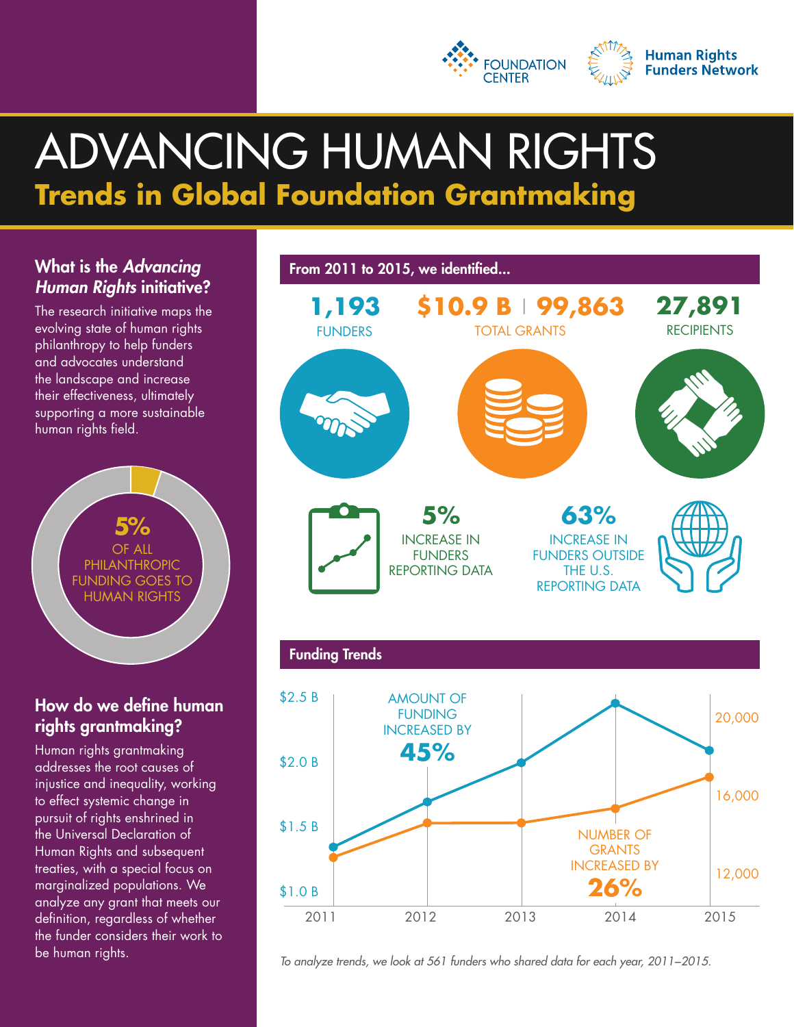FOUNDATION CENTER

Human Rights Funders Network

# ADVANCING HUMAN RIGHTS

## Trends in Global Foundation Grantmaking

### What is the *Advancing Human Rights* initiative?

The research initiative maps the evolving state of human rights philanthropy to help funders and advocates understand the landscape and increase their effectiveness, ultimately supporting a more sustainable human rights field.

**5%** OF ALL PHILANTHROPIC FUNDING GOES TO HUMAN RIGHTS

### How do we define human rights grantmaking?

Human rights grantmaking addresses the root causes of injustice and inequality, working to effect systemic change in pursuit of rights enshrined in the Universal Declaration of Human Rights and subsequent treaties, with a special focus on marginalized populations. We analyze any grant that meets our definition, regardless of whether the funder considers their work to be human rights.

### From 2011 to 2015, we identified...

**1,193** FUNDERS

**$10.9 B** | **99,863** TOTAL GRANTS

**27,891** RECIPIENTS

**5%** INCREASE IN FUNDERS REPORTING DATA

**63%** INCREASE IN FUNDERS OUTSIDE THE U.S. REPORTING DATA

### Funding Trends

AMOUNT OF FUNDING INCREASED BY **45%**

NUMBER OF GRANTS INCREASED BY **26%**

Chart axes: $1.0 B – $2.5 B (amount of funding); 12,000 – 20,000 (number of grants); years 2011–2015.

*To analyze trends, we look at 561 funders who shared data for each year, 2011–2015.*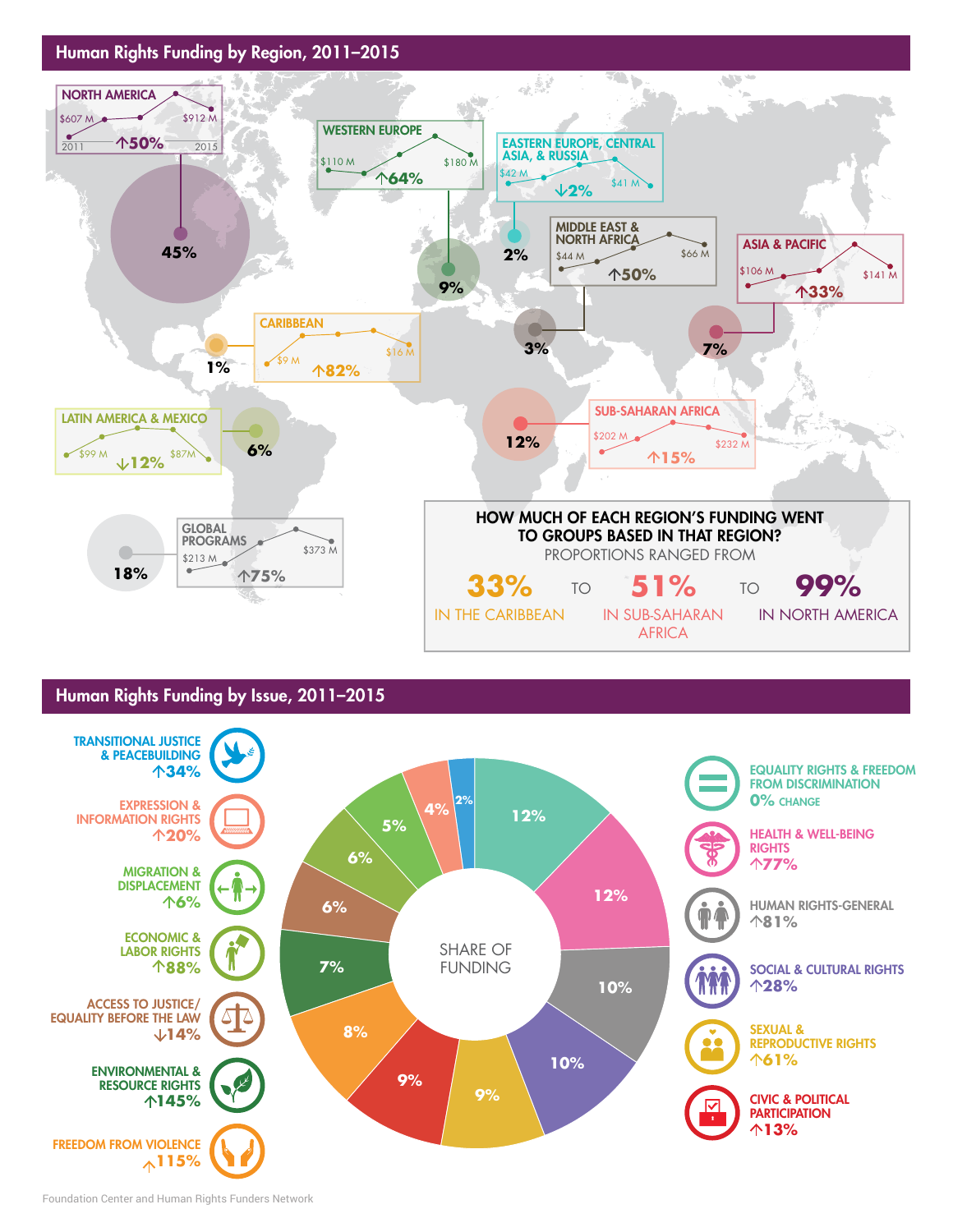## Human Rights Funding by Region, 2011–2015

**NORTH AMERICA**
$607 M (2011) — $912 M (2015)
↑50%
45%

**WESTERN EUROPE**
$110 M — $180 M
↑64%
9%

**EASTERN EUROPE, CENTRAL ASIA, & RUSSIA**
$42 M — $41 M
↓2%
2%

**MIDDLE EAST & NORTH AFRICA**
$44 M — $66 M
↑50%
3%

**ASIA & PACIFIC**
$106 M — $141 M
↑33%
7%

**CARIBBEAN**
$9 M — $16 M
↑82%
1%

**LATIN AMERICA & MEXICO**
$99 M — $87M
↓12%
6%

**SUB-SAHARAN AFRICA**
$202 M — $232 M
↑15%
12%

**GLOBAL PROGRAMS**
$213 M — $373 M
↑75%
18%

**HOW MUCH OF EACH REGION'S FUNDING WENT TO GROUPS BASED IN THAT REGION?**
PROPORTIONS RANGED FROM

**33%** IN THE CARIBBEAN TO **51%** IN SUB-SAHARAN AFRICA TO **99%** IN NORTH AMERICA

## Human Rights Funding by Issue, 2011–2015

SHARE OF FUNDING

| Issue | Share of funding | Change |
| --- | --- | --- |
| Equality Rights & Freedom from Discrimination | 12% | 0% change |
| Health & Well-Being Rights | 12% | ↑77% |
| Human Rights-General | 10% | ↑81% |
| Social & Cultural Rights | 10% | ↑28% |
| Sexual & Reproductive Rights | 9% | ↑61% |
| Civic & Political Participation | 9% | ↑13% |
| Freedom from Violence | 8% | ↑115% |
| Environmental & Resource Rights | 7% | ↑145% |
| Access to Justice/Equality Before the Law | 6% | ↓14% |
| Economic & Labor Rights | 6% | ↑88% |
| Migration & Displacement | 5% | ↑6% |
| Expression & Information Rights | 4% | ↑20% |
| Transitional Justice & Peacebuilding | 2% | ↑34% |

Foundation Center and Human Rights Funders Network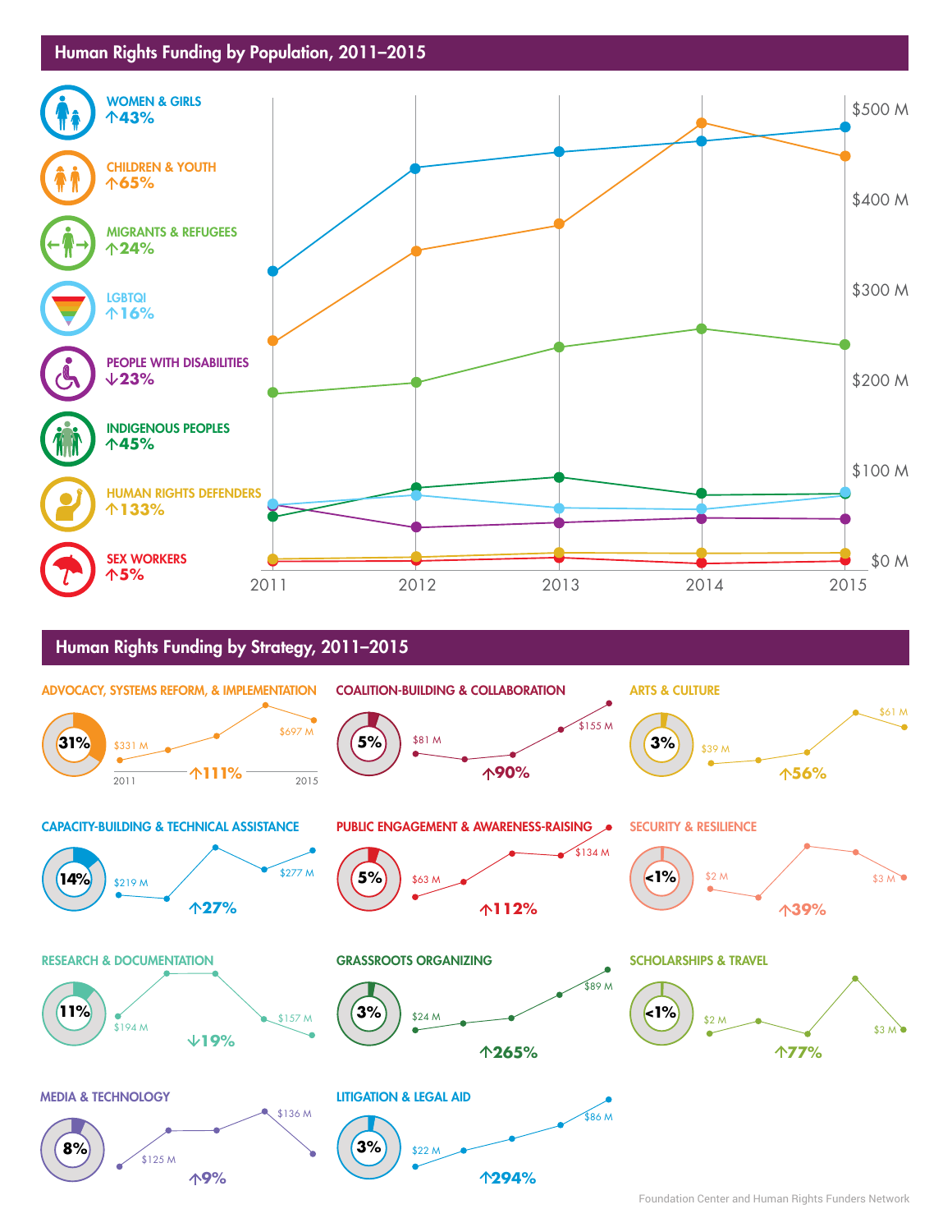## Human Rights Funding by Population, 2011–2015

- WOMEN & GIRLS ↑43%
- CHILDREN & YOUTH ↑65%
- MIGRANTS & REFUGEES ↑24%
- LGBTQI ↑16%
- PEOPLE WITH DISABILITIES ↓23%
- INDIGENOUS PEOPLES ↑45%
- HUMAN RIGHTS DEFENDERS ↑133%
- SEX WORKERS ↑5%

$500 M, $400 M, $300 M, $200 M, $100 M, $0 M

2011, 2012, 2013, 2014, 2015

## Human Rights Funding by Strategy, 2011–2015

| Strategy | Share | 2011 | 2015 | Change |
|---|---|---|---|---|
| ADVOCACY, SYSTEMS REFORM, & IMPLEMENTATION | 31% | $331 M | $697 M | ↑111% |
| COALITION-BUILDING & COLLABORATION | 5% | $81 M | $155 M | ↑90% |
| ARTS & CULTURE | 3% | $39 M | $61 M | ↑56% |
| CAPACITY-BUILDING & TECHNICAL ASSISTANCE | 14% | $219 M | $277 M | ↑27% |
| PUBLIC ENGAGEMENT & AWARENESS-RAISING | 5% | $63 M | $134 M | ↑112% |
| SECURITY & RESILIENCE | <1% | $2 M | $3 M | ↑39% |
| RESEARCH & DOCUMENTATION | 11% | $194 M | $157 M | ↓19% |
| GRASSROOTS ORGANIZING | 3% | $24 M | $89 M | ↑265% |
| SCHOLARSHIPS & TRAVEL | <1% | $2 M | $3 M | ↑77% |
| MEDIA & TECHNOLOGY | 8% | $125 M | $136 M | ↑9% |
| LITIGATION & LEGAL AID | 3% | $22 M | $86 M | ↑294% |

Foundation Center and Human Rights Funders Network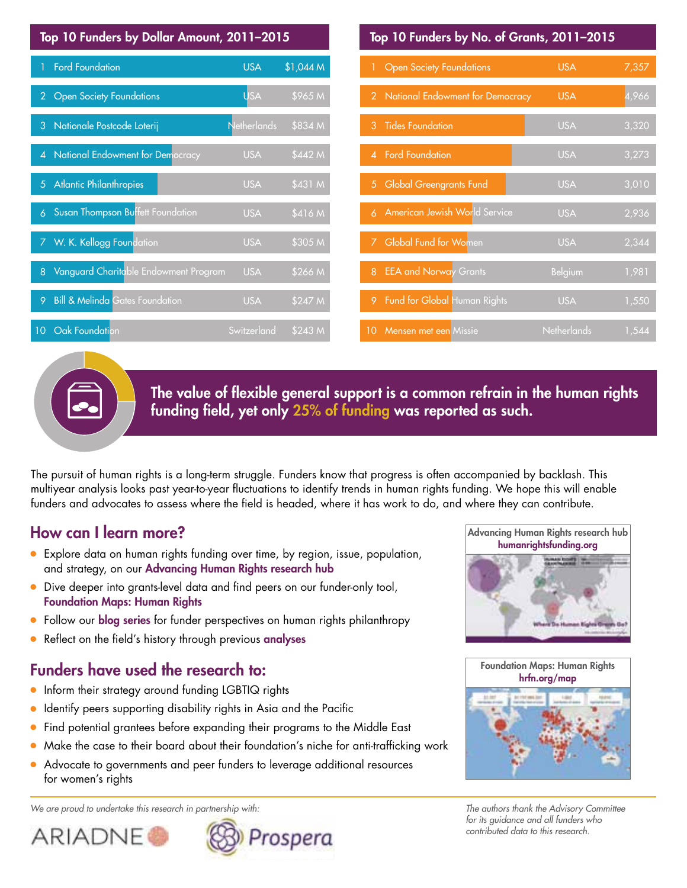## Top 10 Funders by Dollar Amount, 2011–2015

| | | | |
|---|---|---|---|
| 1 | Ford Foundation | USA | $1,044 M |
| 2 | Open Society Foundations | USA | $965 M |
| 3 | Nationale Postcode Loterij | Netherlands | $834 M |
| 4 | National Endowment for Democracy | USA | $442 M |
| 5 | Atlantic Philanthropies | USA | $431 M |
| 6 | Susan Thompson Buffett Foundation | USA | $416 M |
| 7 | W. K. Kellogg Foundation | USA | $305 M |
| 8 | Vanguard Charitable Endowment Program | USA | $266 M |
| 9 | Bill & Melinda Gates Foundation | USA | $247 M |
| 10 | Oak Foundation | Switzerland | $243 M |

## Top 10 Funders by No. of Grants, 2011–2015

| | | | |
|---|---|---|---|
| 1 | Open Society Foundations | USA | 7,357 |
| 2 | National Endowment for Democracy | USA | 4,966 |
| 3 | Tides Foundation | USA | 3,320 |
| 4 | Ford Foundation | USA | 3,273 |
| 5 | Global Greengrants Fund | USA | 3,010 |
| 6 | American Jewish World Service | USA | 2,936 |
| 7 | Global Fund for Women | USA | 2,344 |
| 8 | EEA and Norway Grants | Belgium | 1,981 |
| 9 | Fund for Global Human Rights | USA | 1,550 |
| 10 | Mensen met een Missie | Netherlands | 1,544 |

**The value of flexible general support is a common refrain in the human rights funding field, yet only 25% of funding was reported as such.**

The pursuit of human rights is a long-term struggle. Funders know that progress is often accompanied by backlash. This multiyear analysis looks past year-to-year fluctuations to identify trends in human rights funding. We hope this will enable funders and advocates to assess where the field is headed, where it has work to do, and where they can contribute.

## How can I learn more?

- Explore data on human rights funding over time, by region, issue, population, and strategy, on our **Advancing Human Rights research hub**
- Dive deeper into grants-level data and find peers on our funder-only tool, **Foundation Maps: Human Rights**
- Follow our **blog series** for funder perspectives on human rights philanthropy
- Reflect on the field's history through previous **analyses**

Advancing Human Rights research hub
**humanrightsfunding.org**

Foundation Maps: Human Rights
**hrfn.org/map**

## Funders have used the research to:

- Inform their strategy around funding LGBTIQ rights
- Identify peers supporting disability rights in Asia and the Pacific
- Find potential grantees before expanding their programs to the Middle East
- Make the case to their board about their foundation's niche for anti-trafficking work
- Advocate to governments and peer funders to leverage additional resources for women's rights

*We are proud to undertake this research in partnership with:*

ARIADNE  Prospera

*The authors thank the Advisory Committee for its guidance and all funders who contributed data to this research.*